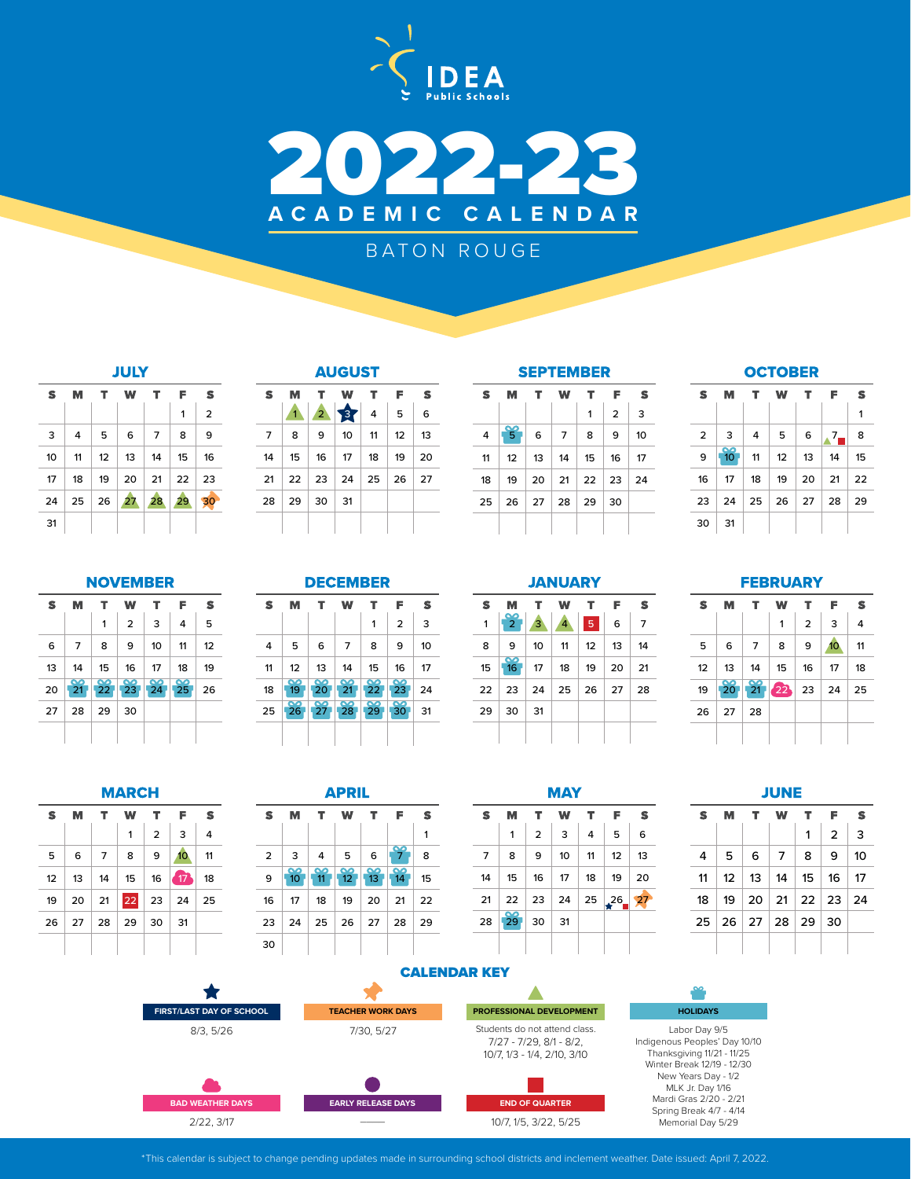IDEA Public Schools

# 2022-23 ACADEMIC CALENDAR

## BATON ROUGE

### JULY

| S | M | T | W | T | F | S |
|---|---|---|---|---|---|---|
| | | | | | 1 | 2 |
| 3 | 4 | 5 | 6 | 7 | 8 | 9 |
| 10 | 11 | 12 | 13 | 14 | 15 | 16 |
| 17 | 18 | 19 | 20 | 21 | 22 | 23 |
| 24 | 25 | 26 | 27 | 28 | 29 | 30 |
| 31 | | | | | | |

### AUGUST

| S | M | T | W | T | F | S |
|---|---|---|---|---|---|---|
| | 1 | 2 | 3 | 4 | 5 | 6 |
| 7 | 8 | 9 | 10 | 11 | 12 | 13 |
| 14 | 15 | 16 | 17 | 18 | 19 | 20 |
| 21 | 22 | 23 | 24 | 25 | 26 | 27 |
| 28 | 29 | 30 | 31 | | | |

### SEPTEMBER

| S | M | T | W | T | F | S |
|---|---|---|---|---|---|---|
| | | | | 1 | 2 | 3 |
| 4 | 5 | 6 | 7 | 8 | 9 | 10 |
| 11 | 12 | 13 | 14 | 15 | 16 | 17 |
| 18 | 19 | 20 | 21 | 22 | 23 | 24 |
| 25 | 26 | 27 | 28 | 29 | 30 | |

### OCTOBER

| S | M | T | W | T | F | S |
|---|---|---|---|---|---|---|
| | | | | | | 1 |
| 2 | 3 | 4 | 5 | 6 | 7 | 8 |
| 9 | 10 | 11 | 12 | 13 | 14 | 15 |
| 16 | 17 | 18 | 19 | 20 | 21 | 22 |
| 23 | 24 | 25 | 26 | 27 | 28 | 29 |
| 30 | 31 | | | | | |

### NOVEMBER

| S | M | T | W | T | F | S |
|---|---|---|---|---|---|---|
| | | 1 | 2 | 3 | 4 | 5 |
| 6 | 7 | 8 | 9 | 10 | 11 | 12 |
| 13 | 14 | 15 | 16 | 17 | 18 | 19 |
| 20 | 21 | 22 | 23 | 24 | 25 | 26 |
| 27 | 28 | 29 | 30 | | | |

### DECEMBER

| S | M | T | W | T | F | S |
|---|---|---|---|---|---|---|
| | | | | 1 | 2 | 3 |
| 4 | 5 | 6 | 7 | 8 | 9 | 10 |
| 11 | 12 | 13 | 14 | 15 | 16 | 17 |
| 18 | 19 | 20 | 21 | 22 | 23 | 24 |
| 25 | 26 | 27 | 28 | 29 | 30 | 31 |

### JANUARY

| S | M | T | W | T | F | S |
|---|---|---|---|---|---|---|
| 1 | 2 | 3 | 4 | 5 | 6 | 7 |
| 8 | 9 | 10 | 11 | 12 | 13 | 14 |
| 15 | 16 | 17 | 18 | 19 | 20 | 21 |
| 22 | 23 | 24 | 25 | 26 | 27 | 28 |
| 29 | 30 | 31 | | | | |

### FEBRUARY

| S | M | T | W | T | F | S |
|---|---|---|---|---|---|---|
| | | | 1 | 2 | 3 | 4 |
| 5 | 6 | 7 | 8 | 9 | 10 | 11 |
| 12 | 13 | 14 | 15 | 16 | 17 | 18 |
| 19 | 20 | 21 | 22 | 23 | 24 | 25 |
| 26 | 27 | 28 | | | | |

### MARCH

| S | M | T | W | T | F | S |
|---|---|---|---|---|---|---|
| | | | 1 | 2 | 3 | 4 |
| 5 | 6 | 7 | 8 | 9 | 10 | 11 |
| 12 | 13 | 14 | 15 | 16 | 17 | 18 |
| 19 | 20 | 21 | 22 | 23 | 24 | 25 |
| 26 | 27 | 28 | 29 | 30 | 31 | |

### APRIL

| S | M | T | W | T | F | S |
|---|---|---|---|---|---|---|
| | | | | | | 1 |
| 2 | 3 | 4 | 5 | 6 | 7 | 8 |
| 9 | 10 | 11 | 12 | 13 | 14 | 15 |
| 16 | 17 | 18 | 19 | 20 | 21 | 22 |
| 23 | 24 | 25 | 26 | 27 | 28 | 29 |
| 30 | | | | | | |

### MAY

| S | M | T | W | T | F | S |
|---|---|---|---|---|---|---|
| | 1 | 2 | 3 | 4 | 5 | 6 |
| 7 | 8 | 9 | 10 | 11 | 12 | 13 |
| 14 | 15 | 16 | 17 | 18 | 19 | 20 |
| 21 | 22 | 23 | 24 | 25 | 26 | 27 |
| 28 | 29 | 30 | 31 | | | |

### JUNE

| S | M | T | W | T | F | S |
|---|---|---|---|---|---|---|
| | | | | 1 | 2 | 3 |
| 4 | 5 | 6 | 7 | 8 | 9 | 10 |
| 11 | 12 | 13 | 14 | 15 | 16 | 17 |
| 18 | 19 | 20 | 21 | 22 | 23 | 24 |
| 25 | 26 | 27 | 28 | 29 | 30 | |

## CALENDAR KEY

**FIRST/LAST DAY OF SCHOOL**
8/3, 5/26

**TEACHER WORK DAYS**
7/30, 5/27

**PROFESSIONAL DEVELOPMENT**
Students do not attend class.
7/27 - 7/29, 8/1 - 8/2, 10/7, 1/3 - 1/4, 2/10, 3/10

**HOLIDAYS**
Labor Day 9/5
Indigenous Peoples' Day 10/10
Thanksgiving 11/21 - 11/25
Winter Break 12/19 - 12/30
New Years Day - 1/2
MLK Jr. Day 1/16
Mardi Gras 2/20 - 2/21
Spring Break 4/7 - 4/14
Memorial Day 5/29

**BAD WEATHER DAYS**
2/22, 3/17

**EARLY RELEASE DAYS**
——

**END OF QUARTER**
10/7, 1/5, 3/22, 5/25

*This calendar is subject to change pending updates made in surrounding school districts and inclement weather. Date issued: April 7, 2022.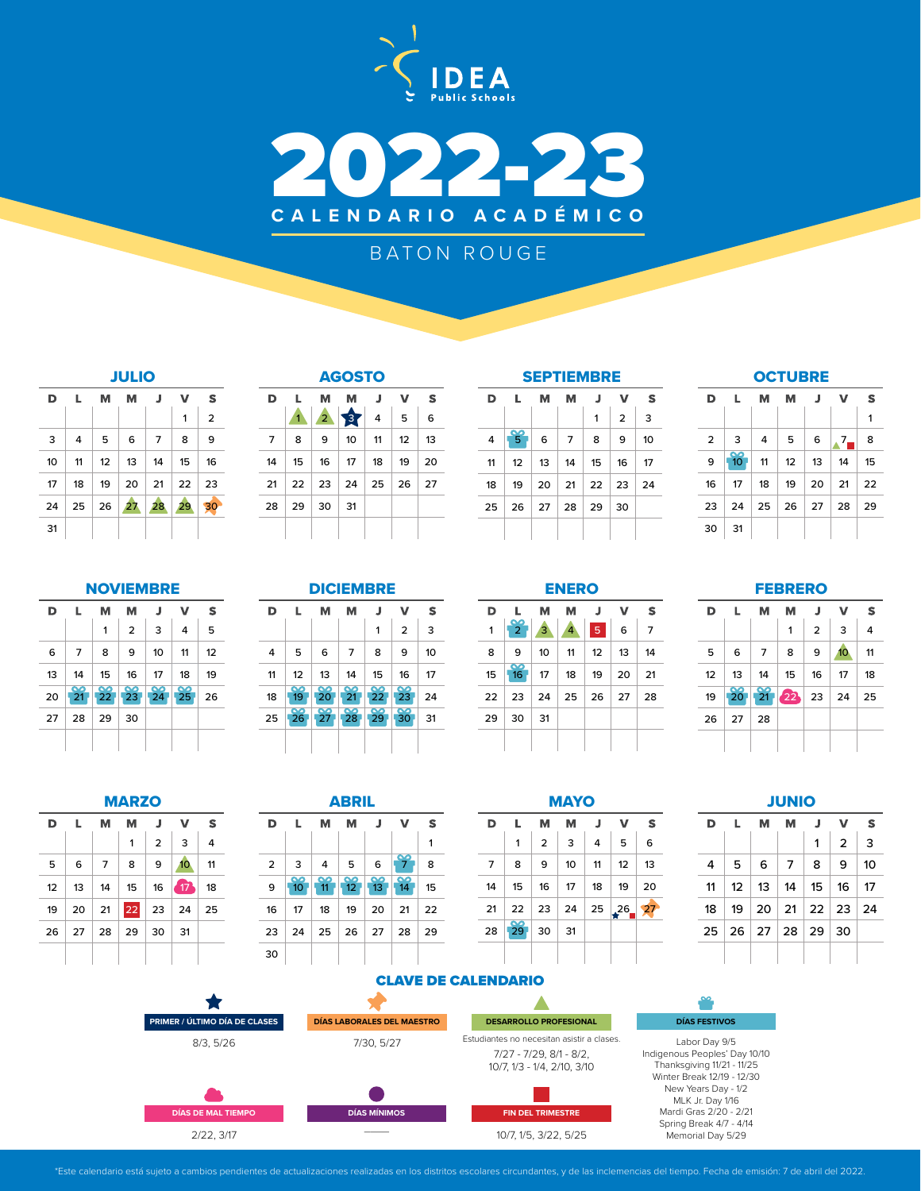IDEA Public Schools

# 2022-23

## CALENDARIO ACADÉMICO

BATON ROUGE

### JULIO

| D | L | M | M | J | V | S |
|---|---|---|---|---|---|---|
| | | | | | 1 | 2 |
| 3 | 4 | 5 | 6 | 7 | 8 | 9 |
| 10 | 11 | 12 | 13 | 14 | 15 | 16 |
| 17 | 18 | 19 | 20 | 21 | 22 | 23 |
| 24 | 25 | 26 | 27 | 28 | 29 | 30 |
| 31 | | | | | | |

### AGOSTO

| D | L | M | M | J | V | S |
|---|---|---|---|---|---|---|
| | 1 | 2 | 3 | 4 | 5 | 6 |
| 7 | 8 | 9 | 10 | 11 | 12 | 13 |
| 14 | 15 | 16 | 17 | 18 | 19 | 20 |
| 21 | 22 | 23 | 24 | 25 | 26 | 27 |
| 28 | 29 | 30 | 31 | | | |

### SEPTIEMBRE

| D | L | M | M | J | V | S |
|---|---|---|---|---|---|---|
| | | | | 1 | 2 | 3 |
| 4 | 5 | 6 | 7 | 8 | 9 | 10 |
| 11 | 12 | 13 | 14 | 15 | 16 | 17 |
| 18 | 19 | 20 | 21 | 22 | 23 | 24 |
| 25 | 26 | 27 | 28 | 29 | 30 | |

### OCTUBRE

| D | L | M | M | J | V | S |
|---|---|---|---|---|---|---|
| | | | | | | 1 |
| 2 | 3 | 4 | 5 | 6 | 7 | 8 |
| 9 | 10 | 11 | 12 | 13 | 14 | 15 |
| 16 | 17 | 18 | 19 | 20 | 21 | 22 |
| 23 | 24 | 25 | 26 | 27 | 28 | 29 |
| 30 | 31 | | | | | |

### NOVIEMBRE

| D | L | M | M | J | V | S |
|---|---|---|---|---|---|---|
| | | 1 | 2 | 3 | 4 | 5 |
| 6 | 7 | 8 | 9 | 10 | 11 | 12 |
| 13 | 14 | 15 | 16 | 17 | 18 | 19 |
| 20 | 21 | 22 | 23 | 24 | 25 | 26 |
| 27 | 28 | 29 | 30 | | | |

### DICIEMBRE

| D | L | M | M | J | V | S |
|---|---|---|---|---|---|---|
| | | | | 1 | 2 | 3 |
| 4 | 5 | 6 | 7 | 8 | 9 | 10 |
| 11 | 12 | 13 | 14 | 15 | 16 | 17 |
| 18 | 19 | 20 | 21 | 22 | 23 | 24 |
| 25 | 26 | 27 | 28 | 29 | 30 | 31 |

### ENERO

| D | L | M | M | J | V | S |
|---|---|---|---|---|---|---|
| 1 | 2 | 3 | 4 | 5 | 6 | 7 |
| 8 | 9 | 10 | 11 | 12 | 13 | 14 |
| 15 | 16 | 17 | 18 | 19 | 20 | 21 |
| 22 | 23 | 24 | 25 | 26 | 27 | 28 |
| 29 | 30 | 31 | | | | |

### FEBRERO

| D | L | M | M | J | V | S |
|---|---|---|---|---|---|---|
| | | | 1 | 2 | 3 | 4 |
| 5 | 6 | 7 | 8 | 9 | 10 | 11 |
| 12 | 13 | 14 | 15 | 16 | 17 | 18 |
| 19 | 20 | 21 | 22 | 23 | 24 | 25 |
| 26 | 27 | 28 | | | | |

### MARZO

| D | L | M | M | J | V | S |
|---|---|---|---|---|---|---|
| | | | 1 | 2 | 3 | 4 |
| 5 | 6 | 7 | 8 | 9 | 10 | 11 |
| 12 | 13 | 14 | 15 | 16 | 17 | 18 |
| 19 | 20 | 21 | 22 | 23 | 24 | 25 |
| 26 | 27 | 28 | 29 | 30 | 31 | |

### ABRIL

| D | L | M | M | J | V | S |
|---|---|---|---|---|---|---|
| | | | | | | 1 |
| 2 | 3 | 4 | 5 | 6 | 7 | 8 |
| 9 | 10 | 11 | 12 | 13 | 14 | 15 |
| 16 | 17 | 18 | 19 | 20 | 21 | 22 |
| 23 | 24 | 25 | 26 | 27 | 28 | 29 |
| 30 | | | | | | |

### MAYO

| D | L | M | M | J | V | S |
|---|---|---|---|---|---|---|
| | 1 | 2 | 3 | 4 | 5 | 6 |
| 7 | 8 | 9 | 10 | 11 | 12 | 13 |
| 14 | 15 | 16 | 17 | 18 | 19 | 20 |
| 21 | 22 | 23 | 24 | 25 | 26 | 27 |
| 28 | 29 | 30 | 31 | | | |

### JUNIO

| D | L | M | M | J | V | S |
|---|---|---|---|---|---|---|
| | | | | 1 | 2 | 3 |
| 4 | 5 | 6 | 7 | 8 | 9 | 10 |
| 11 | 12 | 13 | 14 | 15 | 16 | 17 |
| 18 | 19 | 20 | 21 | 22 | 23 | 24 |
| 25 | 26 | 27 | 28 | 29 | 30 | |

## CLAVE DE CALENDARIO

**PRIMER / ÚLTIMO DÍA DE CLASES**
8/3, 5/26

**DÍAS LABORALES DEL MAESTRO**
7/30, 5/27

**DESARROLLO PROFESIONAL**
Estudiantes no necesitan asistir a clases.
7/27 - 7/29, 8/1 - 8/2, 10/7, 1/3 - 1/4, 2/10, 3/10

**DÍAS FESTIVOS**
Labor Day 9/5
Indigenous Peoples' Day 10/10
Thanksgiving 11/21 - 11/25
Winter Break 12/19 - 12/30
New Years Day - 1/2
MLK Jr. Day 1/16
Mardi Gras 2/20 - 2/21
Spring Break 4/7 - 4/14
Memorial Day 5/29

**DÍAS DE MAL TIEMPO**
2/22, 3/17

**DÍAS MÍNIMOS**
—

**FIN DEL TRIMESTRE**
10/7, 1/5, 3/22, 5/25

*Este calendario está sujeto a cambios pendientes de actualizaciones realizadas en los distritos escolares circundantes, y de las inclemencias del tiempo. Fecha de emisión: 7 de abril del 2022.